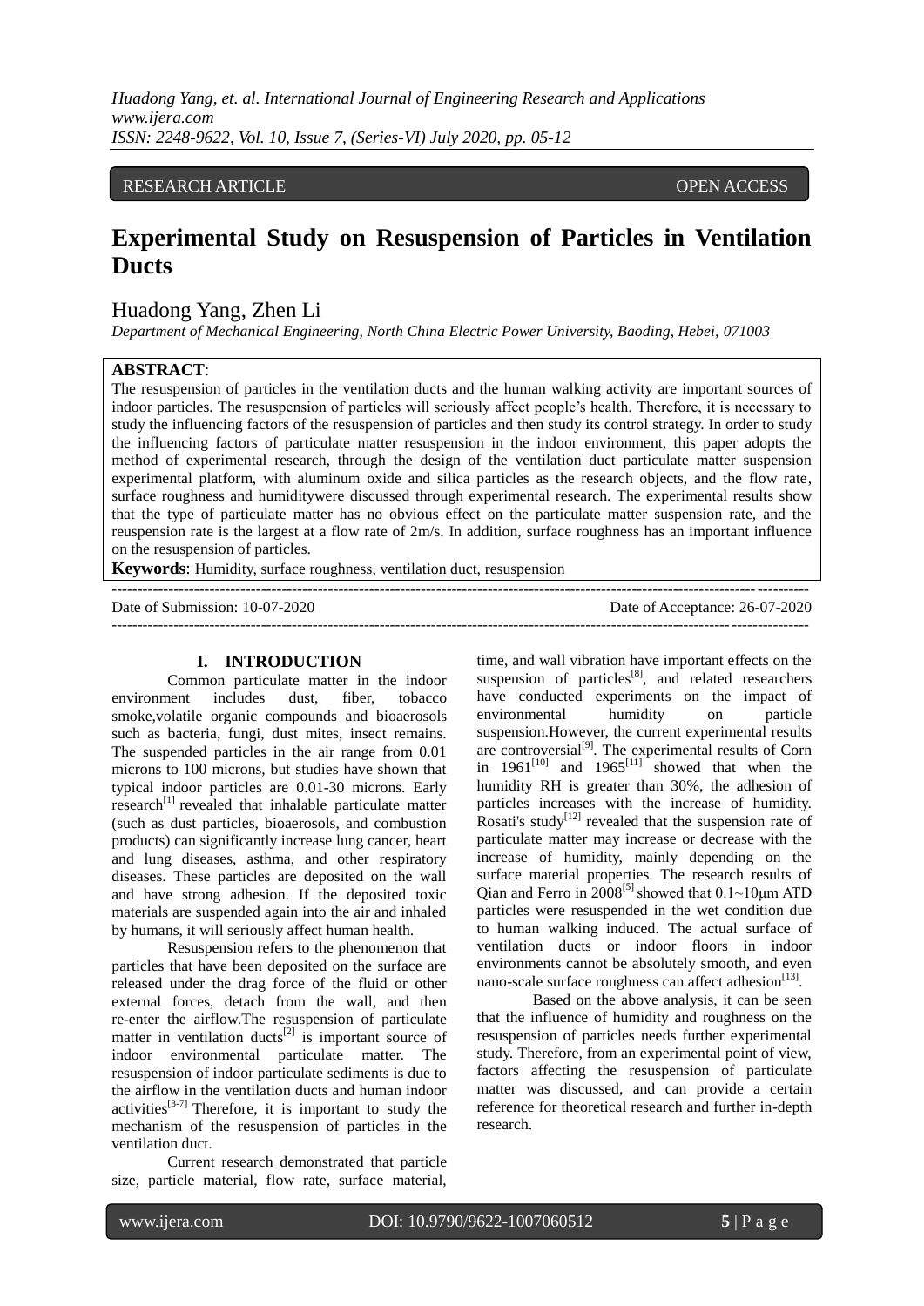RESEARCH ARTICLE OPEN ACCESS

# Experimental Study on Resuspension of Particles in Ventilation Ducts

Huadong Yang, Zhen Li

*Department of Mechanical Engineering, North China Electric Power University, Baoding, Hebei, 071003*

**ABSTRACT**:

The resuspension of particles in the ventilation ducts and the human walking activity are important sources of indoor particles. The resuspension of particles will seriously affect people's health. Therefore, it is necessary to study the influencing factors of the resuspension of particles and then study its control strategy. In order to study the influencing factors of particulate matter resuspension in the indoor environment, this paper adopts the method of experimental research, through the design of the ventilation duct particulate matter suspension experimental platform, with aluminum oxide and silica particles as the research objects, and the flow rate, surface roughness and humiditywere discussed through experimental research. The experimental results show that the type of particulate matter has no obvious effect on the particulate matter suspension rate, and the reuspension rate is the largest at a flow rate of 2m/s. In addition, surface roughness has an important influence on the resuspension of particles.

**Keywords**: Humidity, surface roughness, ventilation duct, resuspension

Date of Submission: 10-07-2020 Date of Acceptance: 26-07-2020

## I. INTRODUCTION

Common particulate matter in the indoor environment includes dust, fiber, tobacco smoke,volatile organic compounds and bioaerosols such as bacteria, fungi, dust mites, insect remains. The suspended particles in the air range from 0.01 microns to 100 microns, but studies have shown that typical indoor particles are 0.01-30 microns. Early research[1] revealed that inhalable particulate matter (such as dust particles, bioaerosols, and combustion products) can significantly increase lung cancer, heart and lung diseases, asthma, and other respiratory diseases. These particles are deposited on the wall and have strong adhesion. If the deposited toxic materials are suspended again into the air and inhaled by humans, it will seriously affect human health.

Resuspension refers to the phenomenon that particles that have been deposited on the surface are released under the drag force of the fluid or other external forces, detach from the wall, and then re-enter the airflow.The resuspension of particulate matter in ventilation ducts[2] is important source of indoor environmental particulate matter. The resuspension of indoor particulate sediments is due to the airflow in the ventilation ducts and human indoor activities[3-7] Therefore, it is important to study the mechanism of the resuspension of particles in the ventilation duct.

Current research demonstrated that particle size, particle material, flow rate, surface material, time, and wall vibration have important effects on the suspension of particles[8], and related researchers have conducted experiments on the impact of environmental humidity on particle suspension.However, the current experimental results are controversial[9]. The experimental results of Corn in 1961[10] and 1965[11] showed that when the humidity RH is greater than 30%, the adhesion of particles increases with the increase of humidity. Rosati's study[12] revealed that the suspension rate of particulate matter may increase or decrease with the increase of humidity, mainly depending on the surface material properties. The research results of Qian and Ferro in 2008[5] showed that 0.1~10μm ATD particles were resuspended in the wet condition due to human walking induced. The actual surface of ventilation ducts or indoor floors in indoor environments cannot be absolutely smooth, and even nano-scale surface roughness can affect adhesion[13].

Based on the above analysis, it can be seen that the influence of humidity and roughness on the resuspension of particles needs further experimental study. Therefore, from an experimental point of view, factors affecting the resuspension of particulate matter was discussed, and can provide a certain reference for theoretical research and further in-depth research.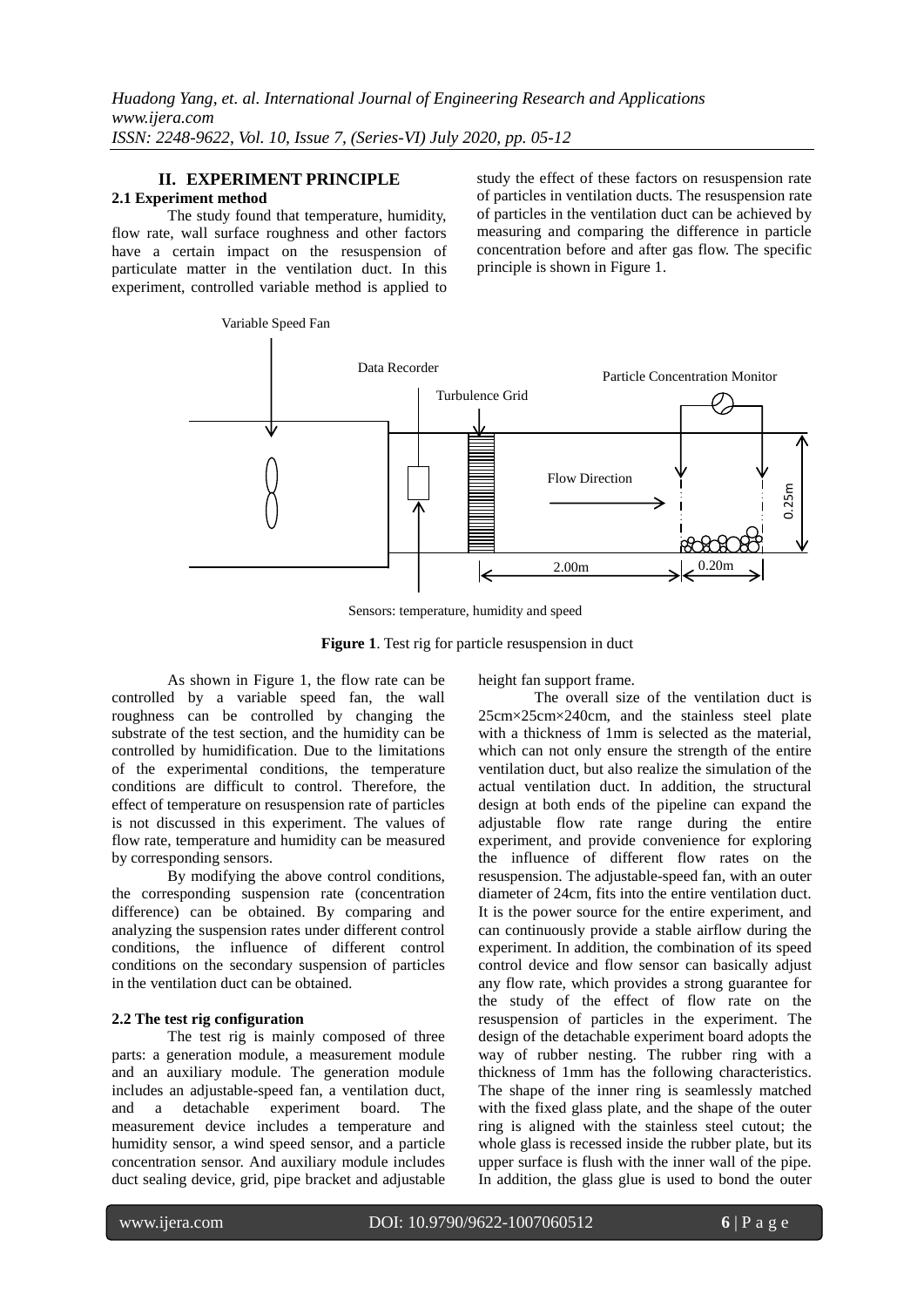## II. EXPERIMENT PRINCIPLE

### 2.1 Experiment method

The study found that temperature, humidity, flow rate, wall surface roughness and other factors have a certain impact on the resuspension of particulate matter in the ventilation duct. In this experiment, controlled variable method is applied to study the effect of these factors on resuspension rate of particles in ventilation ducts. The resuspension rate of particles in the ventilation duct can be achieved by measuring and comparing the difference in particle concentration before and after gas flow. The specific principle is shown in Figure 1.

Variable Speed Fan

Data Recorder

Turbulence Grid

Particle Concentration Monitor

Flow Direction

0.25m

2.00m

0.20m

Sensors: temperature, humidity and speed

**Figure 1**. Test rig for particle resuspension in duct

As shown in Figure 1, the flow rate can be controlled by a variable speed fan, the wall roughness can be controlled by changing the substrate of the test section, and the humidity can be controlled by humidification. Due to the limitations of the experimental conditions, the temperature conditions are difficult to control. Therefore, the effect of temperature on resuspension rate of particles is not discussed in this experiment. The values of flow rate, temperature and humidity can be measured by corresponding sensors.

By modifying the above control conditions, the corresponding suspension rate (concentration difference) can be obtained. By comparing and analyzing the suspension rates under different control conditions, the influence of different control conditions on the secondary suspension of particles in the ventilation duct can be obtained.

### 2.2 The test rig configuration

The test rig is mainly composed of three parts: a generation module, a measurement module and an auxiliary module. The generation module includes an adjustable-speed fan, a ventilation duct, and a detachable experiment board. The measurement device includes a temperature and humidity sensor, a wind speed sensor, and a particle concentration sensor. And auxiliary module includes duct sealing device, grid, pipe bracket and adjustable height fan support frame.

The overall size of the ventilation duct is 25cm×25cm×240cm, and the stainless steel plate with a thickness of 1mm is selected as the material, which can not only ensure the strength of the entire ventilation duct, but also realize the simulation of the actual ventilation duct. In addition, the structural design at both ends of the pipeline can expand the adjustable flow rate range during the entire experiment, and provide convenience for exploring the influence of different flow rates on the resuspension. The adjustable-speed fan, with an outer diameter of 24cm, fits into the entire ventilation duct. It is the power source for the entire experiment, and can continuously provide a stable airflow during the experiment. In addition, the combination of its speed control device and flow sensor can basically adjust any flow rate, which provides a strong guarantee for the study of the effect of flow rate on the resuspension of particles in the experiment. The design of the detachable experiment board adopts the way of rubber nesting. The rubber ring with a thickness of 1mm has the following characteristics. The shape of the inner ring is seamlessly matched with the fixed glass plate, and the shape of the outer ring is aligned with the stainless steel cutout; the whole glass is recessed inside the rubber plate, but its upper surface is flush with the inner wall of the pipe. In addition, the glass glue is used to bond the outer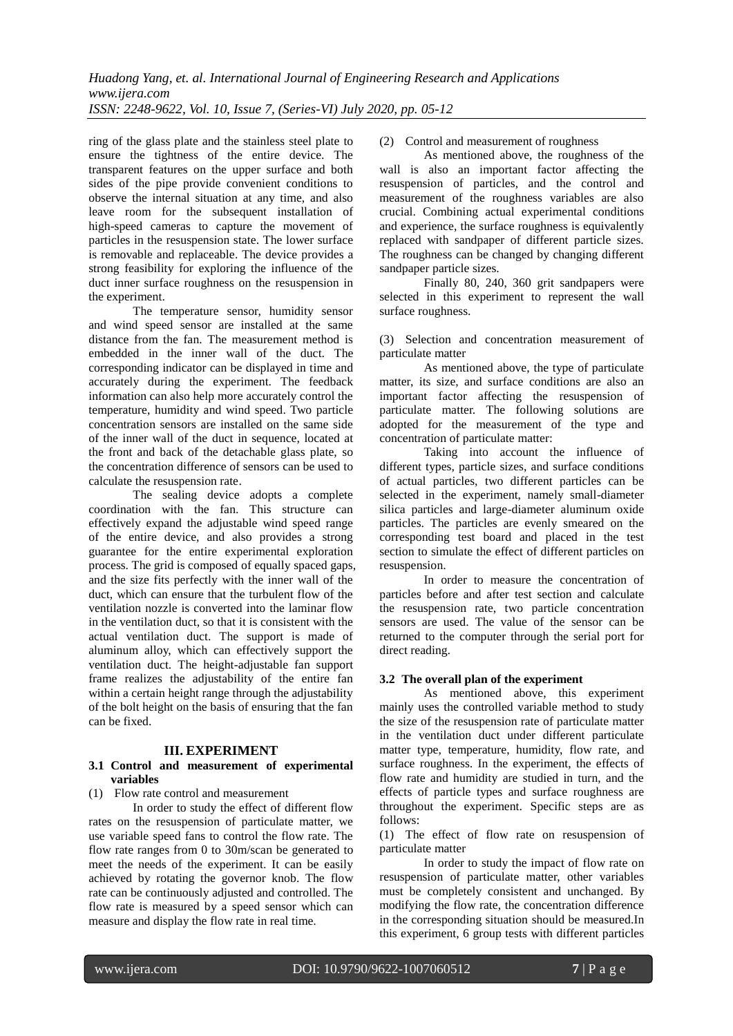ring of the glass plate and the stainless steel plate to ensure the tightness of the entire device. The transparent features on the upper surface and both sides of the pipe provide convenient conditions to observe the internal situation at any time, and also leave room for the subsequent installation of high-speed cameras to capture the movement of particles in the resuspension state. The lower surface is removable and replaceable. The device provides a strong feasibility for exploring the influence of the duct inner surface roughness on the resuspension in the experiment.

The temperature sensor, humidity sensor and wind speed sensor are installed at the same distance from the fan. The measurement method is embedded in the inner wall of the duct. The corresponding indicator can be displayed in time and accurately during the experiment. The feedback information can also help more accurately control the temperature, humidity and wind speed. Two particle concentration sensors are installed on the same side of the inner wall of the duct in sequence, located at the front and back of the detachable glass plate, so the concentration difference of sensors can be used to calculate the resuspension rate.

The sealing device adopts a complete coordination with the fan. This structure can effectively expand the adjustable wind speed range of the entire device, and also provides a strong guarantee for the entire experimental exploration process. The grid is composed of equally spaced gaps, and the size fits perfectly with the inner wall of the duct, which can ensure that the turbulent flow of the ventilation nozzle is converted into the laminar flow in the ventilation duct, so that it is consistent with the actual ventilation duct. The support is made of aluminum alloy, which can effectively support the ventilation duct. The height-adjustable fan support frame realizes the adjustability of the entire fan within a certain height range through the adjustability of the bolt height on the basis of ensuring that the fan can be fixed.

## III. EXPERIMENT

### 3.1 Control and measurement of experimental variables

(1) Flow rate control and measurement

In order to study the effect of different flow rates on the resuspension of particulate matter, we use variable speed fans to control the flow rate. The flow rate ranges from 0 to 30m/scan be generated to meet the needs of the experiment. It can be easily achieved by rotating the governor knob. The flow rate can be continuously adjusted and controlled. The flow rate is measured by a speed sensor which can measure and display the flow rate in real time.

(2) Control and measurement of roughness

As mentioned above, the roughness of the wall is also an important factor affecting the resuspension of particles, and the control and measurement of the roughness variables are also crucial. Combining actual experimental conditions and experience, the surface roughness is equivalently replaced with sandpaper of different particle sizes. The roughness can be changed by changing different sandpaper particle sizes.

Finally 80, 240, 360 grit sandpapers were selected in this experiment to represent the wall surface roughness.

(3) Selection and concentration measurement of particulate matter

As mentioned above, the type of particulate matter, its size, and surface conditions are also an important factor affecting the resuspension of particulate matter. The following solutions are adopted for the measurement of the type and concentration of particulate matter:

Taking into account the influence of different types, particle sizes, and surface conditions of actual particles, two different particles can be selected in the experiment, namely small-diameter silica particles and large-diameter aluminum oxide particles. The particles are evenly smeared on the corresponding test board and placed in the test section to simulate the effect of different particles on resuspension.

In order to measure the concentration of particles before and after test section and calculate the resuspension rate, two particle concentration sensors are used. The value of the sensor can be returned to the computer through the serial port for direct reading.

### 3.2 The overall plan of the experiment

As mentioned above, this experiment mainly uses the controlled variable method to study the size of the resuspension rate of particulate matter in the ventilation duct under different particulate matter type, temperature, humidity, flow rate, and surface roughness. In the experiment, the effects of flow rate and humidity are studied in turn, and the effects of particle types and surface roughness are throughout the experiment. Specific steps are as follows:

(1) The effect of flow rate on resuspension of particulate matter

In order to study the impact of flow rate on resuspension of particulate matter, other variables must be completely consistent and unchanged. By modifying the flow rate, the concentration difference in the corresponding situation should be measured.In this experiment, 6 group tests with different particles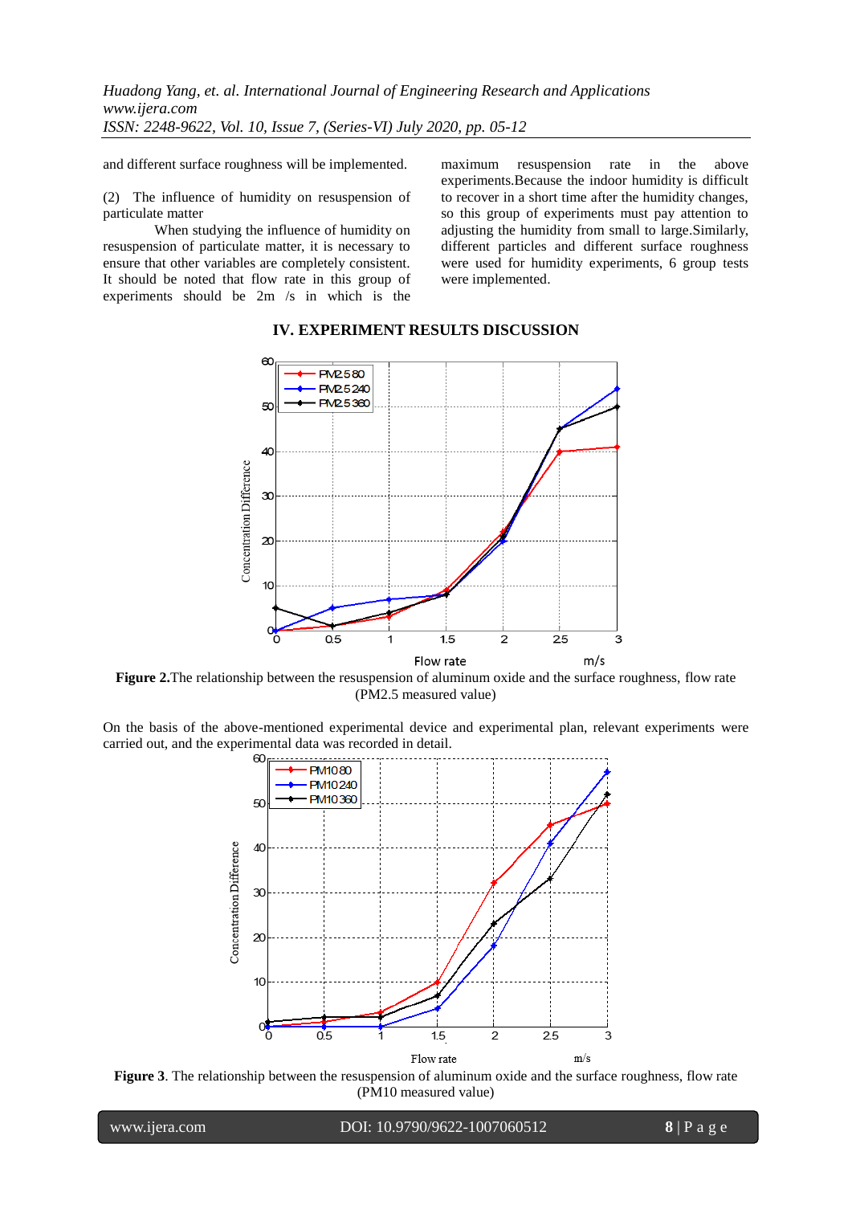and different surface roughness will be implemented.

(2) The influence of humidity on resuspension of particulate matter

When studying the influence of humidity on resuspension of particulate matter, it is necessary to ensure that other variables are completely consistent. It should be noted that flow rate in this group of experiments should be 2m /s in which is the maximum resuspension rate in the above experiments.Because the indoor humidity is difficult to recover in a short time after the humidity changes, so this group of experiments must pay attention to adjusting the humidity from small to large.Similarly, different particles and different surface roughness were used for humidity experiments, 6 group tests were implemented.

## IV. EXPERIMENT RESULTS DISCUSSION

**Figure 2.**The relationship between the resuspension of aluminum oxide and the surface roughness, flow rate (PM2.5 measured value)

On the basis of the above-mentioned experimental device and experimental plan, relevant experiments were carried out, and the experimental data was recorded in detail.

**Figure 3**. The relationship between the resuspension of aluminum oxide and the surface roughness, flow rate (PM10 measured value)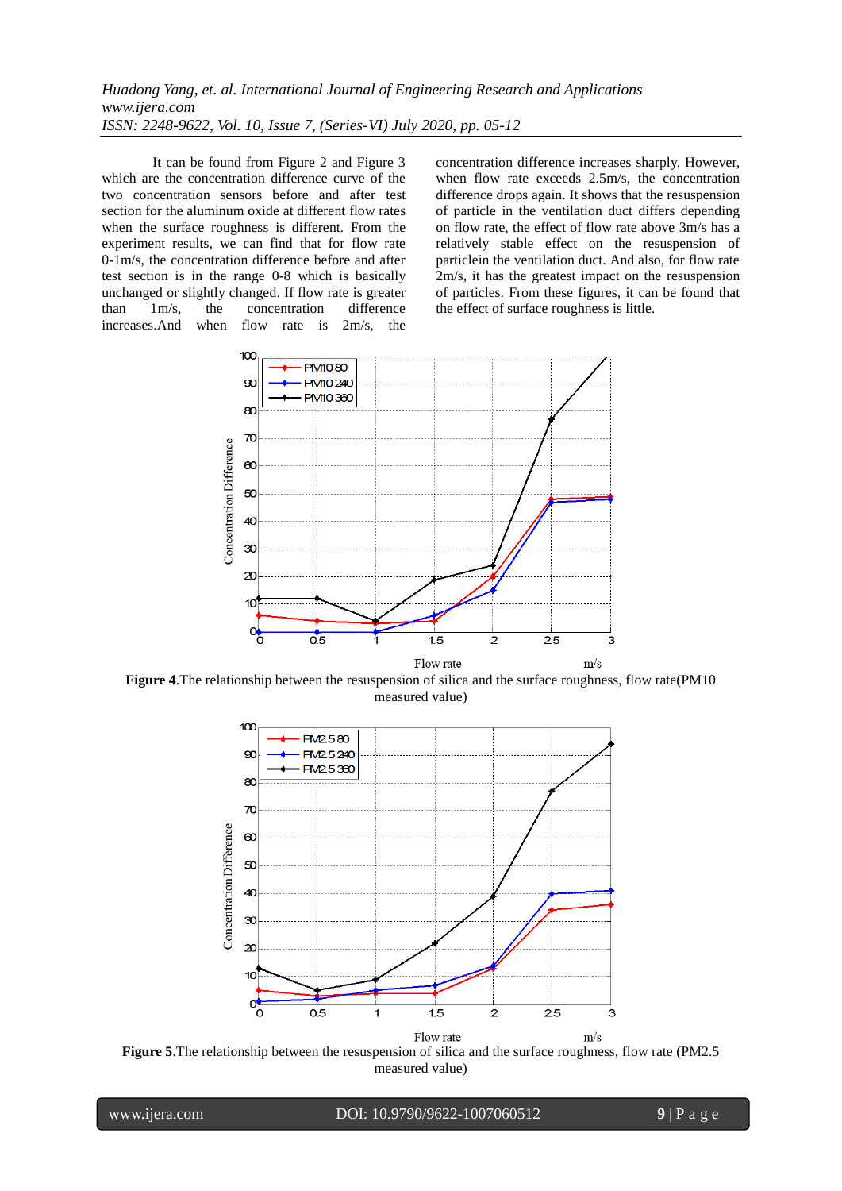It can be found from Figure 2 and Figure 3 which are the concentration difference curve of the two concentration sensors before and after test section for the aluminum oxide at different flow rates when the surface roughness is different. From the experiment results, we can find that for flow rate 0-1m/s, the concentration difference before and after test section is in the range 0-8 which is basically unchanged or slightly changed. If flow rate is greater than 1m/s, the concentration difference increases.And when flow rate is 2m/s, the concentration difference increases sharply. However, when flow rate exceeds 2.5m/s, the concentration difference drops again. It shows that the resuspension of particle in the ventilation duct differs depending on flow rate, the effect of flow rate above 3m/s has a relatively stable effect on the resuspension of particlein the ventilation duct. And also, for flow rate 2m/s, it has the greatest impact on the resuspension of particles. From these figures, it can be found that the effect of surface roughness is little.

**Figure 4**.The relationship between the resuspension of silica and the surface roughness, flow rate(PM10 measured value)

**Figure 5**.The relationship between the resuspension of silica and the surface roughness, flow rate (PM2.5 measured value)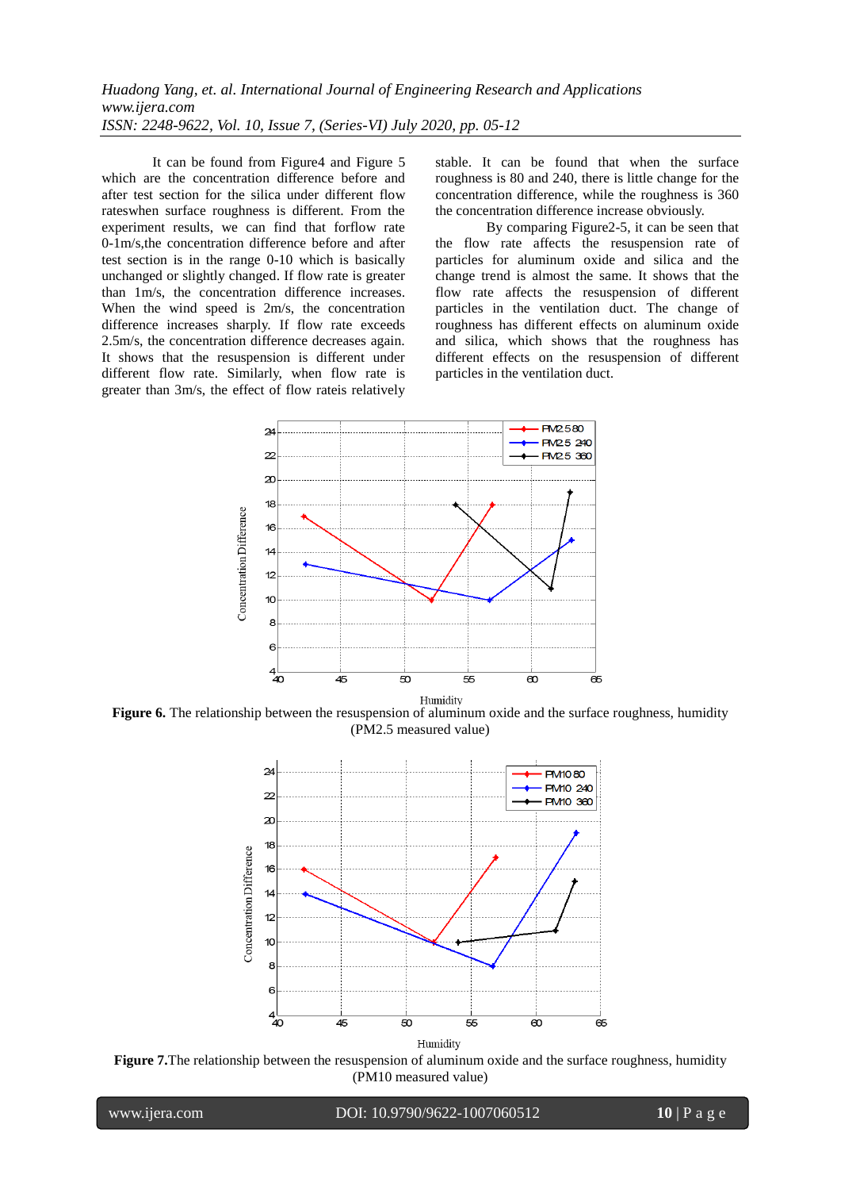It can be found from Figure4 and Figure 5 which are the concentration difference before and after test section for the silica under different flow rateswhen surface roughness is different. From the experiment results, we can find that forflow rate 0-1m/s,the concentration difference before and after test section is in the range 0-10 which is basically unchanged or slightly changed. If flow rate is greater than 1m/s, the concentration difference increases. When the wind speed is 2m/s, the concentration difference increases sharply. If flow rate exceeds 2.5m/s, the concentration difference decreases again. It shows that the resuspension is different under different flow rate. Similarly, when flow rate is greater than 3m/s, the effect of flow rateis relatively stable. It can be found that when the surface roughness is 80 and 240, there is little change for the concentration difference, while the roughness is 360 the concentration difference increase obviously.

By comparing Figure2-5, it can be seen that the flow rate affects the resuspension rate of particles for aluminum oxide and silica and the change trend is almost the same. It shows that the flow rate affects the resuspension of different particles in the ventilation duct. The change of roughness has different effects on aluminum oxide and silica, which shows that the roughness has different effects on the resuspension of different particles in the ventilation duct.

**Figure 6.** The relationship between the resuspension of aluminum oxide and the surface roughness, humidity (PM2.5 measured value)

**Figure 7.**The relationship between the resuspension of aluminum oxide and the surface roughness, humidity (PM10 measured value)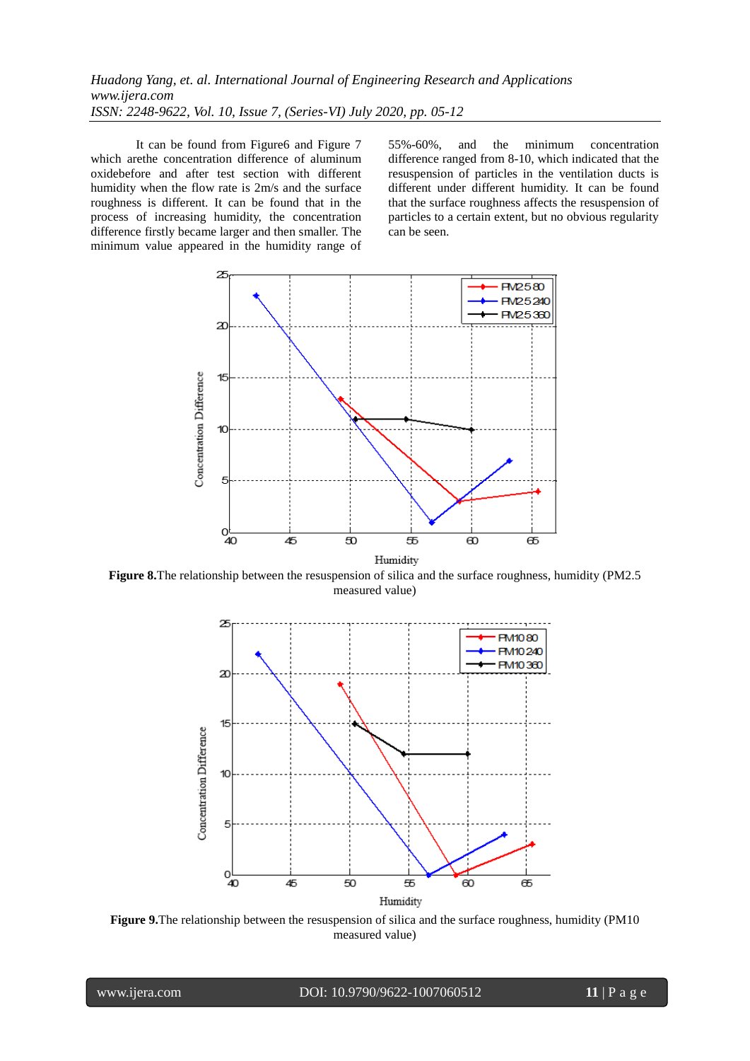It can be found from Figure6 and Figure 7 which arethe concentration difference of aluminum oxidebefore and after test section with different humidity when the flow rate is 2m/s and the surface roughness is different. It can be found that in the process of increasing humidity, the concentration difference firstly became larger and then smaller. The minimum value appeared in the humidity range of 55%-60%, and the minimum concentration difference ranged from 8-10, which indicated that the resuspension of particles in the ventilation ducts is different under different humidity. It can be found that the surface roughness affects the resuspension of particles to a certain extent, but no obvious regularity can be seen.

**Figure 8.**The relationship between the resuspension of silica and the surface roughness, humidity (PM2.5 measured value)

**Figure 9.**The relationship between the resuspension of silica and the surface roughness, humidity (PM10 measured value)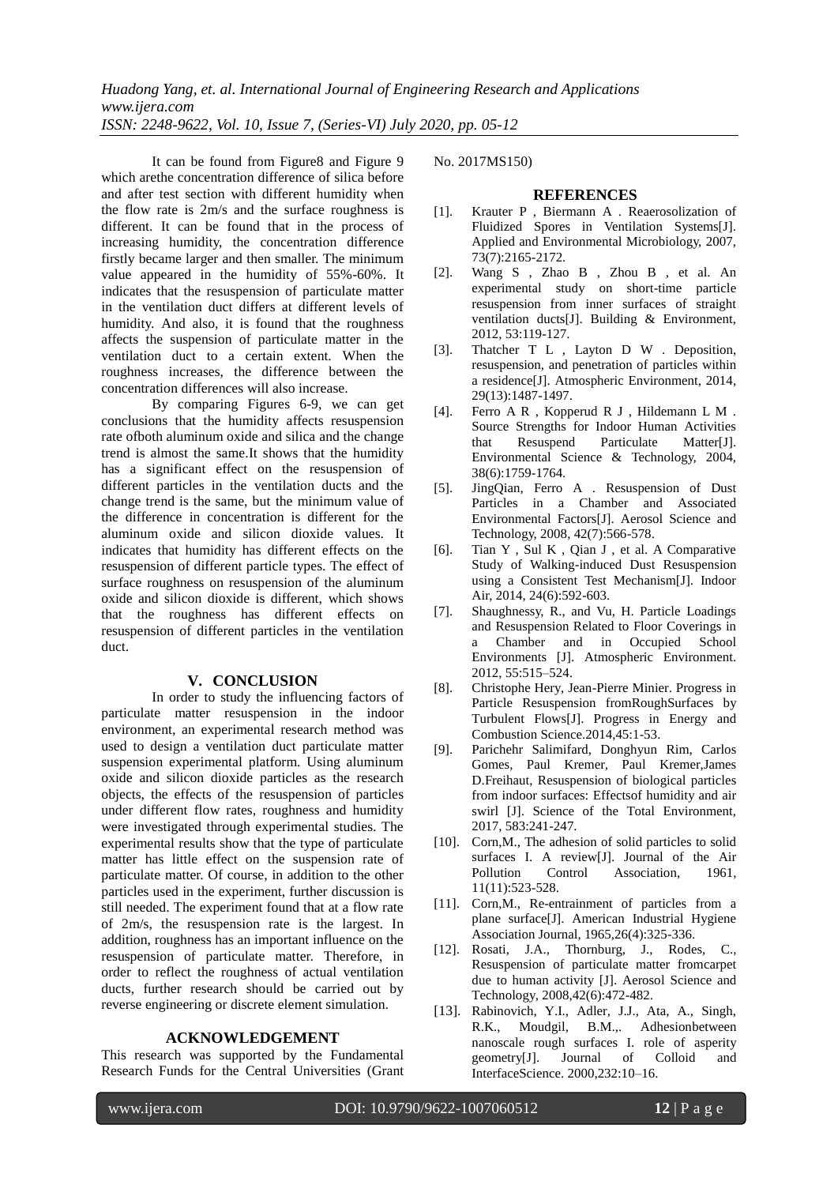It can be found from Figure8 and Figure 9 which arethe concentration difference of silica before and after test section with different humidity when the flow rate is 2m/s and the surface roughness is different. It can be found that in the process of increasing humidity, the concentration difference firstly became larger and then smaller. The minimum value appeared in the humidity of 55%-60%. It indicates that the resuspension of particulate matter in the ventilation duct differs at different levels of humidity. And also, it is found that the roughness affects the suspension of particulate matter in the ventilation duct to a certain extent. When the roughness increases, the difference between the concentration differences will also increase.

By comparing Figures 6-9, we can get conclusions that the humidity affects resuspension rate ofboth aluminum oxide and silica and the change trend is almost the same.It shows that the humidity has a significant effect on the resuspension of different particles in the ventilation ducts and the change trend is the same, but the minimum value of the difference in concentration is different for the aluminum oxide and silicon dioxide values. It indicates that humidity has different effects on the resuspension of different particle types. The effect of surface roughness on resuspension of the aluminum oxide and silicon dioxide is different, which shows that the roughness has different effects on resuspension of different particles in the ventilation duct.

## V. CONCLUSION

In order to study the influencing factors of particulate matter resuspension in the indoor environment, an experimental research method was used to design a ventilation duct particulate matter suspension experimental platform. Using aluminum oxide and silicon dioxide particles as the research objects, the effects of the resuspension of particles under different flow rates, roughness and humidity were investigated through experimental studies. The experimental results show that the type of particulate matter has little effect on the suspension rate of particulate matter. Of course, in addition to the other particles used in the experiment, further discussion is still needed. The experiment found that at a flow rate of 2m/s, the resuspension rate is the largest. In addition, roughness has an important influence on the resuspension of particulate matter. Therefore, in order to reflect the roughness of actual ventilation ducts, further research should be carried out by reverse engineering or discrete element simulation.

## ACKNOWLEDGEMENT

This research was supported by the Fundamental Research Funds for the Central Universities (Grant No. 2017MS150)

## REFERENCES

[1]. Krauter P , Biermann A . Reaerosolization of Fluidized Spores in Ventilation Systems[J]. Applied and Environmental Microbiology, 2007, 73(7):2165-2172.

[2]. Wang S , Zhao B , Zhou B , et al. An experimental study on short-time particle resuspension from inner surfaces of straight ventilation ducts[J]. Building & Environment, 2012, 53:119-127.

[3]. Thatcher T L , Layton D W . Deposition, resuspension, and penetration of particles within a residence[J]. Atmospheric Environment, 2014, 29(13):1487-1497.

[4]. Ferro A R , Kopperud R J , Hildemann L M . Source Strengths for Indoor Human Activities that Resuspend Particulate Matter[J]. Environmental Science & Technology, 2004, 38(6):1759-1764.

[5]. JingQian, Ferro A . Resuspension of Dust Particles in a Chamber and Associated Environmental Factors[J]. Aerosol Science and Technology, 2008, 42(7):566-578.

[6]. Tian Y , Sul K , Qian J , et al. A Comparative Study of Walking-induced Dust Resuspension using a Consistent Test Mechanism[J]. Indoor Air, 2014, 24(6):592-603.

[7]. Shaughnessy, R., and Vu, H. Particle Loadings and Resuspension Related to Floor Coverings in a Chamber and in Occupied School Environments [J]. Atmospheric Environment. 2012, 55:515–524.

[8]. Christophe Hery, Jean-Pierre Minier. Progress in Particle Resuspension fromRoughSurfaces by Turbulent Flows[J]. Progress in Energy and Combustion Science.2014,45:1-53.

[9]. Parichehr Salimifard, Donghyun Rim, Carlos Gomes, Paul Kremer, Paul Kremer,James D.Freihaut, Resuspension of biological particles from indoor surfaces: Effectsof humidity and air swirl [J]. Science of the Total Environment, 2017, 583:241-247.

[10]. Corn,M., The adhesion of solid particles to solid surfaces I. A review[J]. Journal of the Air Pollution Control Association, 1961, 11(11):523-528.

[11]. Corn,M., Re-entrainment of particles from a plane surface[J]. American Industrial Hygiene Association Journal, 1965,26(4):325-336.

[12]. Rosati, J.A., Thornburg, J., Rodes, C., Resuspension of particulate matter fromcarpet due to human activity [J]. Aerosol Science and Technology, 2008,42(6):472-482.

[13]. Rabinovich, Y.I., Adler, J.J., Ata, A., Singh, R.K., Moudgil, B.M.,. Adhesionbetween nanoscale rough surfaces I. role of asperity geometry[J]. Journal of Colloid and InterfaceScience. 2000,232:10–16.